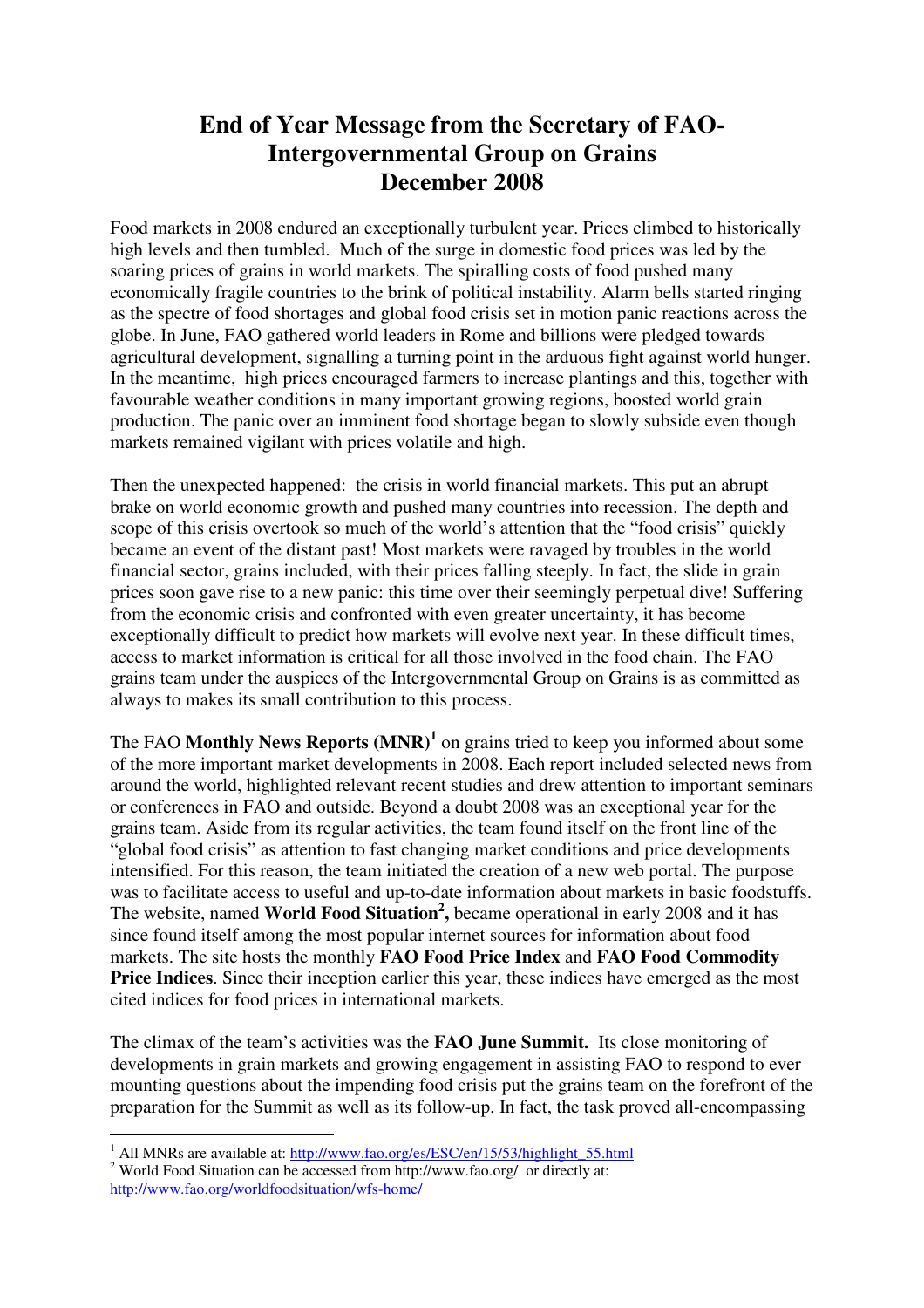# End of Year Message from the Secretary of FAO-Intergovernmental Group on Grains December 2008

Food markets in 2008 endured an exceptionally turbulent year. Prices climbed to historically high levels and then tumbled. Much of the surge in domestic food prices was led by the soaring prices of grains in world markets. The spiralling costs of food pushed many economically fragile countries to the brink of political instability. Alarm bells started ringing as the spectre of food shortages and global food crisis set in motion panic reactions across the globe. In June, FAO gathered world leaders in Rome and billions were pledged towards agricultural development, signalling a turning point in the arduous fight against world hunger. In the meantime, high prices encouraged farmers to increase plantings and this, together with favourable weather conditions in many important growing regions, boosted world grain production. The panic over an imminent food shortage began to slowly subside even though markets remained vigilant with prices volatile and high.

Then the unexpected happened: the crisis in world financial markets. This put an abrupt brake on world economic growth and pushed many countries into recession. The depth and scope of this crisis overtook so much of the world's attention that the "food crisis" quickly became an event of the distant past! Most markets were ravaged by troubles in the world financial sector, grains included, with their prices falling steeply. In fact, the slide in grain prices soon gave rise to a new panic: this time over their seemingly perpetual dive! Suffering from the economic crisis and confronted with even greater uncertainty, it has become exceptionally difficult to predict how markets will evolve next year. In these difficult times, access to market information is critical for all those involved in the food chain. The FAO grains team under the auspices of the Intergovernmental Group on Grains is as committed as always to makes its small contribution to this process.

The FAO **Monthly News Reports (MNR)**[1] on grains tried to keep you informed about some of the more important market developments in 2008. Each report included selected news from around the world, highlighted relevant recent studies and drew attention to important seminars or conferences in FAO and outside. Beyond a doubt 2008 was an exceptional year for the grains team. Aside from its regular activities, the team found itself on the front line of the "global food crisis" as attention to fast changing market conditions and price developments intensified. For this reason, the team initiated the creation of a new web portal. The purpose was to facilitate access to useful and up-to-date information about markets in basic foodstuffs. The website, named **World Food Situation**[2]**,** became operational in early 2008 and it has since found itself among the most popular internet sources for information about food markets. The site hosts the monthly **FAO Food Price Index** and **FAO Food Commodity Price Indices**. Since their inception earlier this year, these indices have emerged as the most cited indices for food prices in international markets.

The climax of the team's activities was the **FAO June Summit.** Its close monitoring of developments in grain markets and growing engagement in assisting FAO to respond to ever mounting questions about the impending food crisis put the grains team on the forefront of the preparation for the Summit as well as its follow-up. In fact, the task proved all-encompassing

---

[1] All MNRs are available at: http://www.fao.org/es/ESC/en/15/53/highlight_55.html

[2] World Food Situation can be accessed from http://www.fao.org/ or directly at: http://www.fao.org/worldfoodsituation/wfs-home/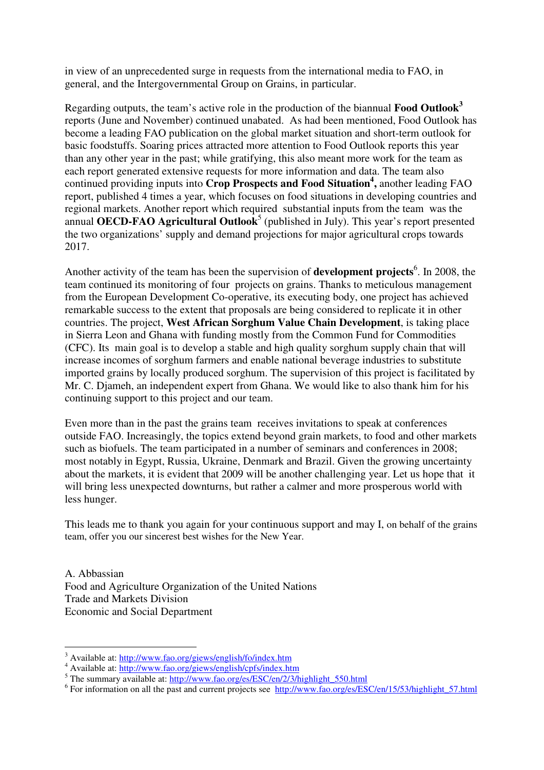in view of an unprecedented surge in requests from the international media to FAO, in general, and the Intergovernmental Group on Grains, in particular.

Regarding outputs, the team's active role in the production of the biannual **Food Outlook**[3] reports (June and November) continued unabated. As had been mentioned, Food Outlook has become a leading FAO publication on the global market situation and short-term outlook for basic foodstuffs. Soaring prices attracted more attention to Food Outlook reports this year than any other year in the past; while gratifying, this also meant more work for the team as each report generated extensive requests for more information and data. The team also continued providing inputs into **Crop Prospects and Food Situation**[4]**,** another leading FAO report, published 4 times a year, which focuses on food situations in developing countries and regional markets. Another report which required substantial inputs from the team was the annual **OECD-FAO Agricultural Outlook**[5] (published in July). This year's report presented the two organizations' supply and demand projections for major agricultural crops towards 2017.

Another activity of the team has been the supervision of **development projects**[6]. In 2008, the team continued its monitoring of four projects on grains. Thanks to meticulous management from the European Development Co-operative, its executing body, one project has achieved remarkable success to the extent that proposals are being considered to replicate it in other countries. The project, **West African Sorghum Value Chain Development**, is taking place in Sierra Leon and Ghana with funding mostly from the Common Fund for Commodities (CFC). Its main goal is to develop a stable and high quality sorghum supply chain that will increase incomes of sorghum farmers and enable national beverage industries to substitute imported grains by locally produced sorghum. The supervision of this project is facilitated by Mr. C. Djameh, an independent expert from Ghana. We would like to also thank him for his continuing support to this project and our team.

Even more than in the past the grains team receives invitations to speak at conferences outside FAO. Increasingly, the topics extend beyond grain markets, to food and other markets such as biofuels. The team participated in a number of seminars and conferences in 2008; most notably in Egypt, Russia, Ukraine, Denmark and Brazil. Given the growing uncertainty about the markets, it is evident that 2009 will be another challenging year. Let us hope that it will bring less unexpected downturns, but rather a calmer and more prosperous world with less hunger.

This leads me to thank you again for your continuous support and may I, on behalf of the grains team, offer you our sincerest best wishes for the New Year.

A. Abbassian
Food and Agriculture Organization of the United Nations
Trade and Markets Division
Economic and Social Department

---

[3] Available at: http://www.fao.org/giews/english/fo/index.htm
[4] Available at: http://www.fao.org/giews/english/cpfs/index.htm
[5] The summary available at: http://www.fao.org/es/ESC/en/2/3/highlight_550.html
[6] For information on all the past and current projects see http://www.fao.org/es/ESC/en/15/53/highlight_57.html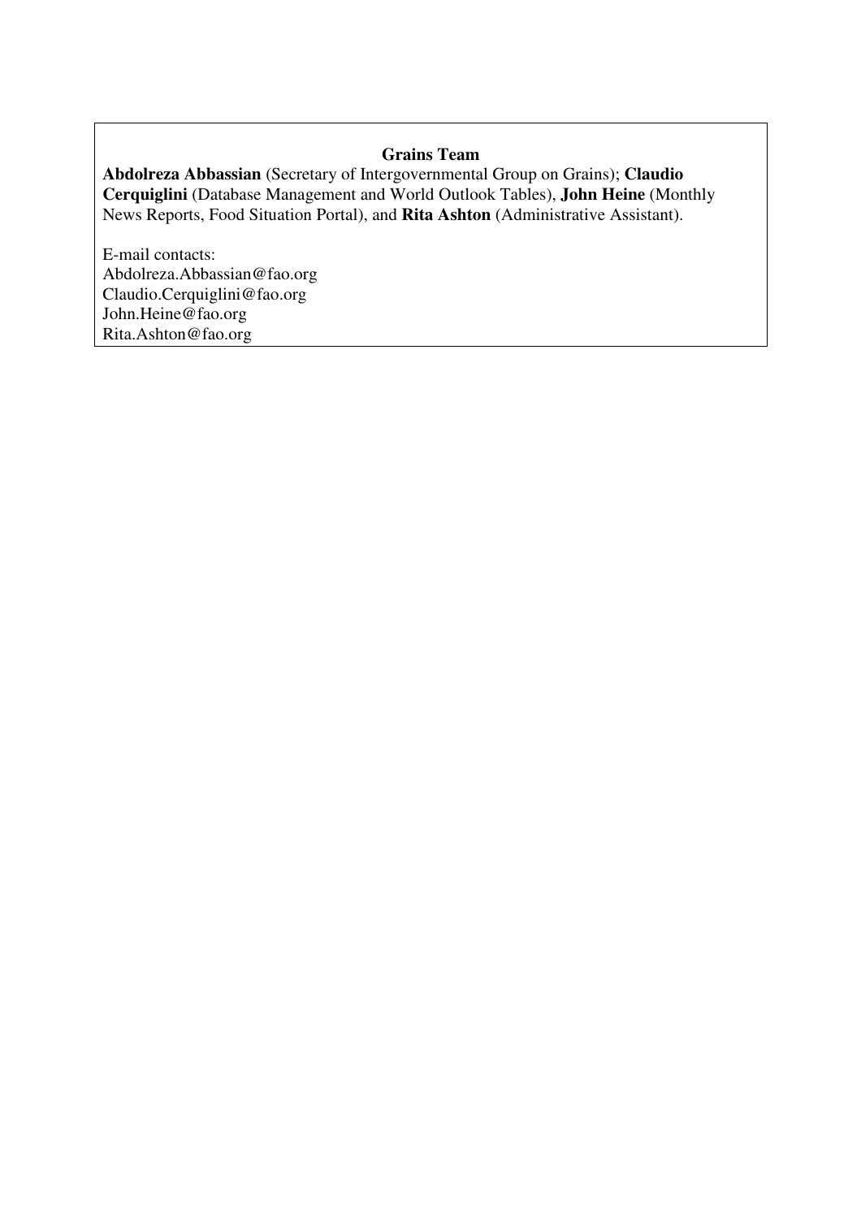**Grains Team**

**Abdolreza Abbassian** (Secretary of Intergovernmental Group on Grains); **Claudio Cerquiglini** (Database Management and World Outlook Tables), **John Heine** (Monthly News Reports, Food Situation Portal), and **Rita Ashton** (Administrative Assistant).

E-mail contacts:
Abdolreza.Abbassian@fao.org
Claudio.Cerquiglini@fao.org
John.Heine@fao.org
Rita.Ashton@fao.org